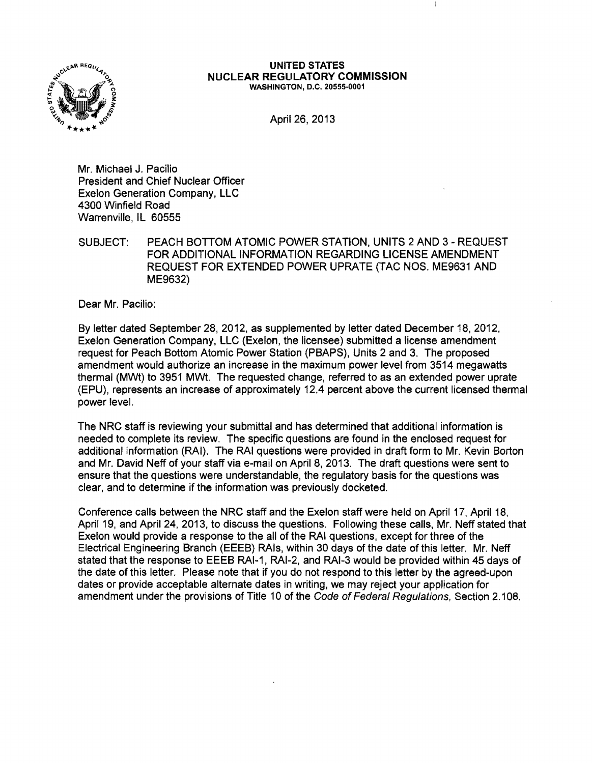**UNITED STATES**
**NUCLEAR REGULATORY COMMISSION**
WASHINGTON, D.C. 20555-0001

April 26, 2013

Mr. Michael J. Pacilio
President and Chief Nuclear Officer
Exelon Generation Company, LLC
4300 Winfield Road
Warrenville, IL 60555

SUBJECT: PEACH BOTTOM ATOMIC POWER STATION, UNITS 2 AND 3 - REQUEST FOR ADDITIONAL INFORMATION REGARDING LICENSE AMENDMENT REQUEST FOR EXTENDED POWER UPRATE (TAC NOS. ME9631 AND ME9632)

Dear Mr. Pacilio:

By letter dated September 28, 2012, as supplemented by letter dated December 18, 2012, Exelon Generation Company, LLC (Exelon, the licensee) submitted a license amendment request for Peach Bottom Atomic Power Station (PBAPS), Units 2 and 3. The proposed amendment would authorize an increase in the maximum power level from 3514 megawatts thermal (MWt) to 3951 MWt. The requested change, referred to as an extended power uprate (EPU), represents an increase of approximately 12.4 percent above the current licensed thermal power level.

The NRC staff is reviewing your submittal and has determined that additional information is needed to complete its review. The specific questions are found in the enclosed request for additional information (RAI). The RAI questions were provided in draft form to Mr. Kevin Borton and Mr. David Neff of your staff via e-mail on April 8, 2013. The draft questions were sent to ensure that the questions were understandable, the regulatory basis for the questions was clear, and to determine if the information was previously docketed.

Conference calls between the NRC staff and the Exelon staff were held on April 17, April 18, April 19, and April 24, 2013, to discuss the questions. Following these calls, Mr. Neff stated that Exelon would provide a response to the all of the RAI questions, except for three of the Electrical Engineering Branch (EEEB) RAIs, within 30 days of the date of this letter. Mr. Neff stated that the response to EEEB RAI-1, RAI-2, and RAI-3 would be provided within 45 days of the date of this letter. Please note that if you do not respond to this letter by the agreed-upon dates or provide acceptable alternate dates in writing, we may reject your application for amendment under the provisions of Title 10 of the *Code of Federal Regulations*, Section 2.108.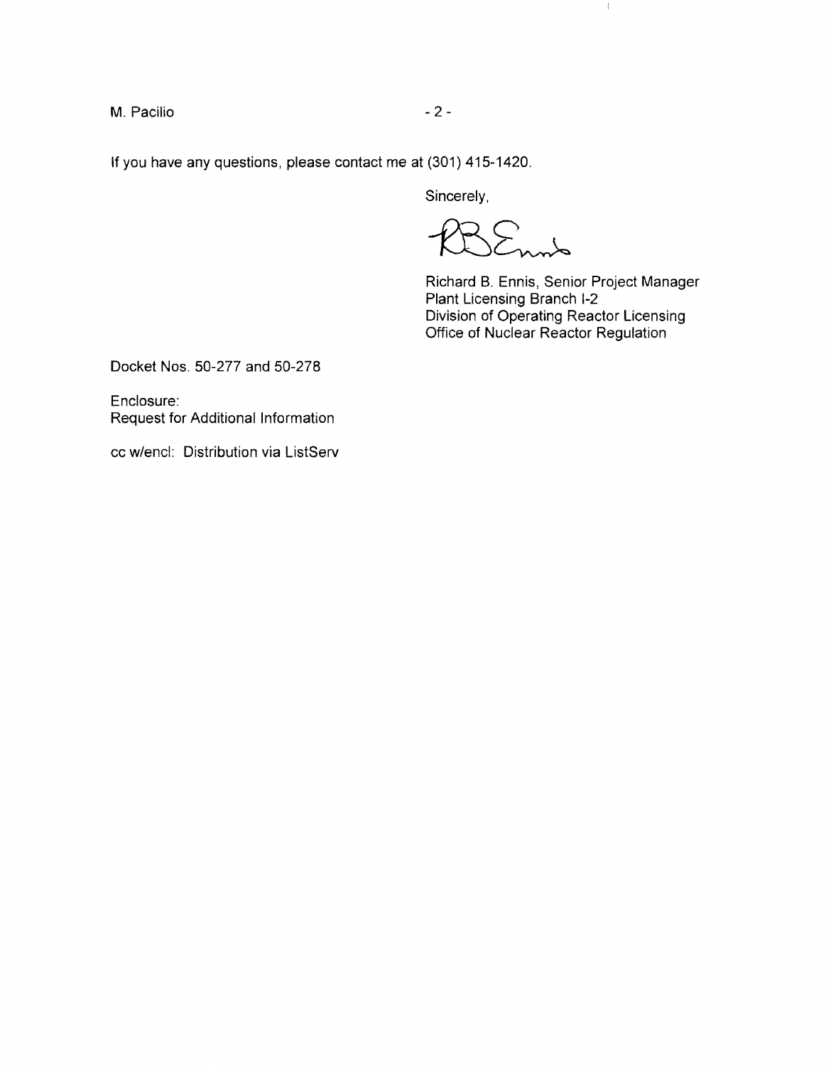If you have any questions, please contact me at (301) 415-1420.

Sincerely,

Richard B. Ennis, Senior Project Manager
Plant Licensing Branch I-2
Division of Operating Reactor Licensing
Office of Nuclear Reactor Regulation

Docket Nos. 50-277 and 50-278

Enclosure:
Request for Additional Information

cc w/encl: Distribution via ListServ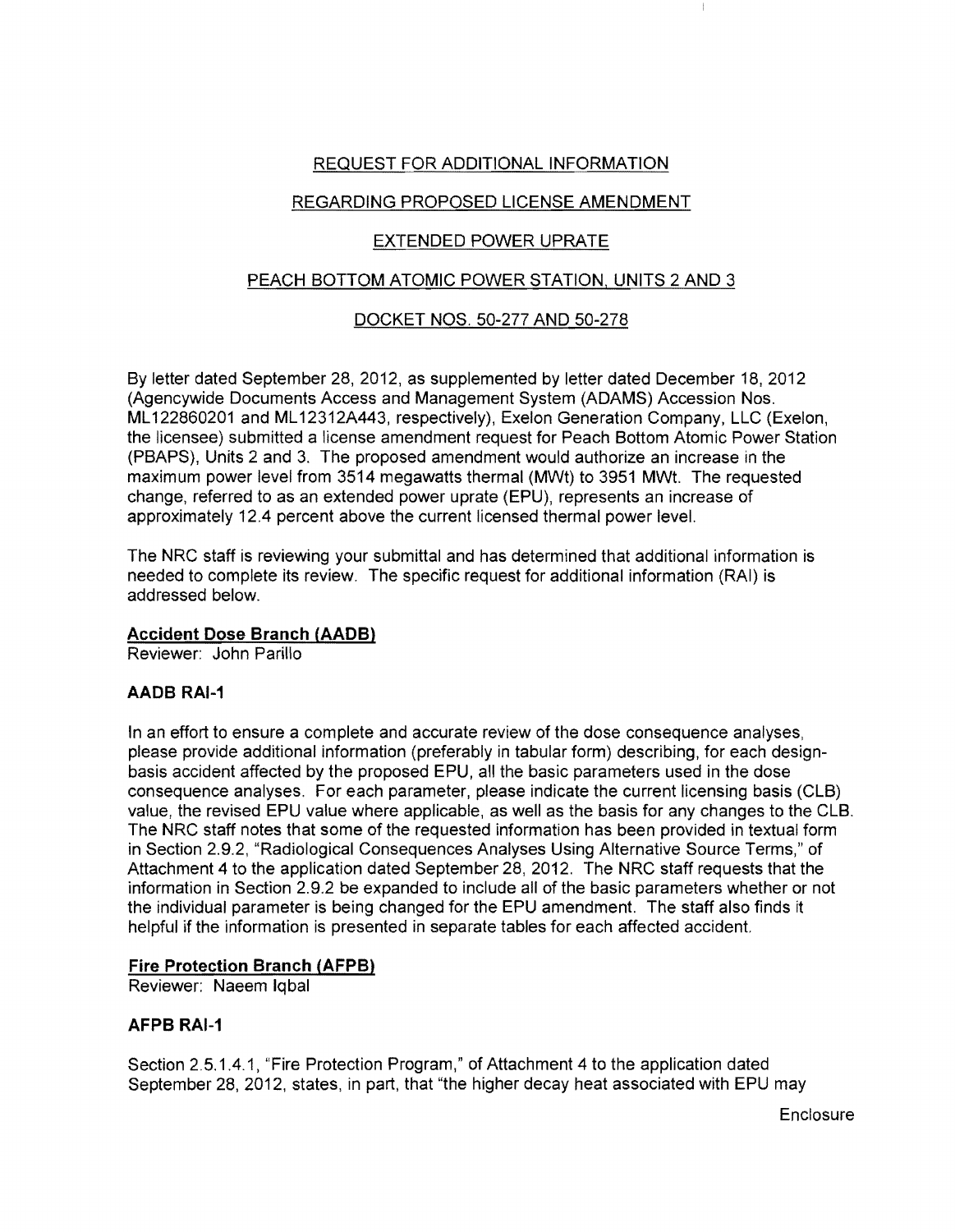# REQUEST FOR ADDITIONAL INFORMATION

# REGARDING PROPOSED LICENSE AMENDMENT

# EXTENDED POWER UPRATE

# PEACH BOTTOM ATOMIC POWER STATION, UNITS 2 AND 3

# DOCKET NOS. 50-277 AND 50-278

By letter dated September 28, 2012, as supplemented by letter dated December 18, 2012 (Agencywide Documents Access and Management System (ADAMS) Accession Nos. ML122860201 and ML12312A443, respectively), Exelon Generation Company, LLC (Exelon, the licensee) submitted a license amendment request for Peach Bottom Atomic Power Station (PBAPS), Units 2 and 3. The proposed amendment would authorize an increase in the maximum power level from 3514 megawatts thermal (MWt) to 3951 MWt. The requested change, referred to as an extended power uprate (EPU), represents an increase of approximately 12.4 percent above the current licensed thermal power level.

The NRC staff is reviewing your submittal and has determined that additional information is needed to complete its review. The specific request for additional information (RAI) is addressed below.

## Accident Dose Branch (AADB)

Reviewer: John Parillo

### AADB RAI-1

In an effort to ensure a complete and accurate review of the dose consequence analyses, please provide additional information (preferably in tabular form) describing, for each design-basis accident affected by the proposed EPU, all the basic parameters used in the dose consequence analyses. For each parameter, please indicate the current licensing basis (CLB) value, the revised EPU value where applicable, as well as the basis for any changes to the CLB. The NRC staff notes that some of the requested information has been provided in textual form in Section 2.9.2, "Radiological Consequences Analyses Using Alternative Source Terms," of Attachment 4 to the application dated September 28, 2012. The NRC staff requests that the information in Section 2.9.2 be expanded to include all of the basic parameters whether or not the individual parameter is being changed for the EPU amendment. The staff also finds it helpful if the information is presented in separate tables for each affected accident.

## Fire Protection Branch (AFPB)

Reviewer: Naeem Iqbal

### AFPB RAI-1

Section 2.5.1.4.1, "Fire Protection Program," of Attachment 4 to the application dated September 28, 2012, states, in part, that "the higher decay heat associated with EPU may

Enclosure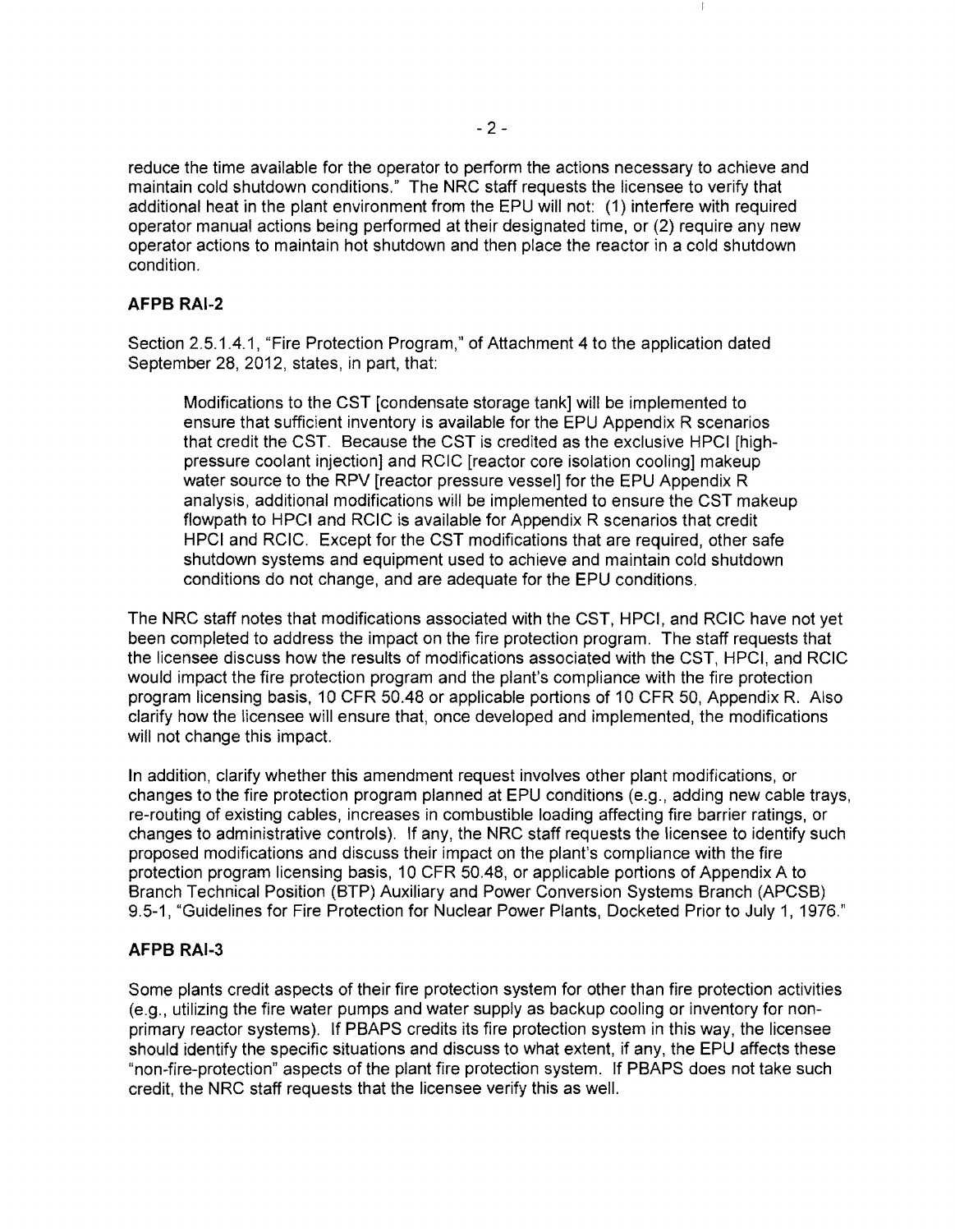reduce the time available for the operator to perform the actions necessary to achieve and maintain cold shutdown conditions." The NRC staff requests the licensee to verify that additional heat in the plant environment from the EPU will not: (1) interfere with required operator manual actions being performed at their designated time, or (2) require any new operator actions to maintain hot shutdown and then place the reactor in a cold shutdown condition.

## AFPB RAI-2

Section 2.5.1.4.1, "Fire Protection Program," of Attachment 4 to the application dated September 28, 2012, states, in part, that:

> Modifications to the CST [condensate storage tank] will be implemented to ensure that sufficient inventory is available for the EPU Appendix R scenarios that credit the CST. Because the CST is credited as the exclusive HPCI [high-pressure coolant injection] and RCIC [reactor core isolation cooling] makeup water source to the RPV [reactor pressure vessel] for the EPU Appendix R analysis, additional modifications will be implemented to ensure the CST makeup flowpath to HPCI and RCIC is available for Appendix R scenarios that credit HPCI and RCIC. Except for the CST modifications that are required, other safe shutdown systems and equipment used to achieve and maintain cold shutdown conditions do not change, and are adequate for the EPU conditions.

The NRC staff notes that modifications associated with the CST, HPCI, and RCIC have not yet been completed to address the impact on the fire protection program. The staff requests that the licensee discuss how the results of modifications associated with the CST, HPCI, and RCIC would impact the fire protection program and the plant's compliance with the fire protection program licensing basis, 10 CFR 50.48 or applicable portions of 10 CFR 50, Appendix R. Also clarify how the licensee will ensure that, once developed and implemented, the modifications will not change this impact.

In addition, clarify whether this amendment request involves other plant modifications, or changes to the fire protection program planned at EPU conditions (e.g., adding new cable trays, re-routing of existing cables, increases in combustible loading affecting fire barrier ratings, or changes to administrative controls). If any, the NRC staff requests the licensee to identify such proposed modifications and discuss their impact on the plant's compliance with the fire protection program licensing basis, 10 CFR 50.48, or applicable portions of Appendix A to Branch Technical Position (BTP) Auxiliary and Power Conversion Systems Branch (APCSB) 9.5-1, "Guidelines for Fire Protection for Nuclear Power Plants, Docketed Prior to July 1, 1976."

## AFPB RAI-3

Some plants credit aspects of their fire protection system for other than fire protection activities (e.g., utilizing the fire water pumps and water supply as backup cooling or inventory for non-primary reactor systems). If PBAPS credits its fire protection system in this way, the licensee should identify the specific situations and discuss to what extent, if any, the EPU affects these "non-fire-protection" aspects of the plant fire protection system. If PBAPS does not take such credit, the NRC staff requests that the licensee verify this as well.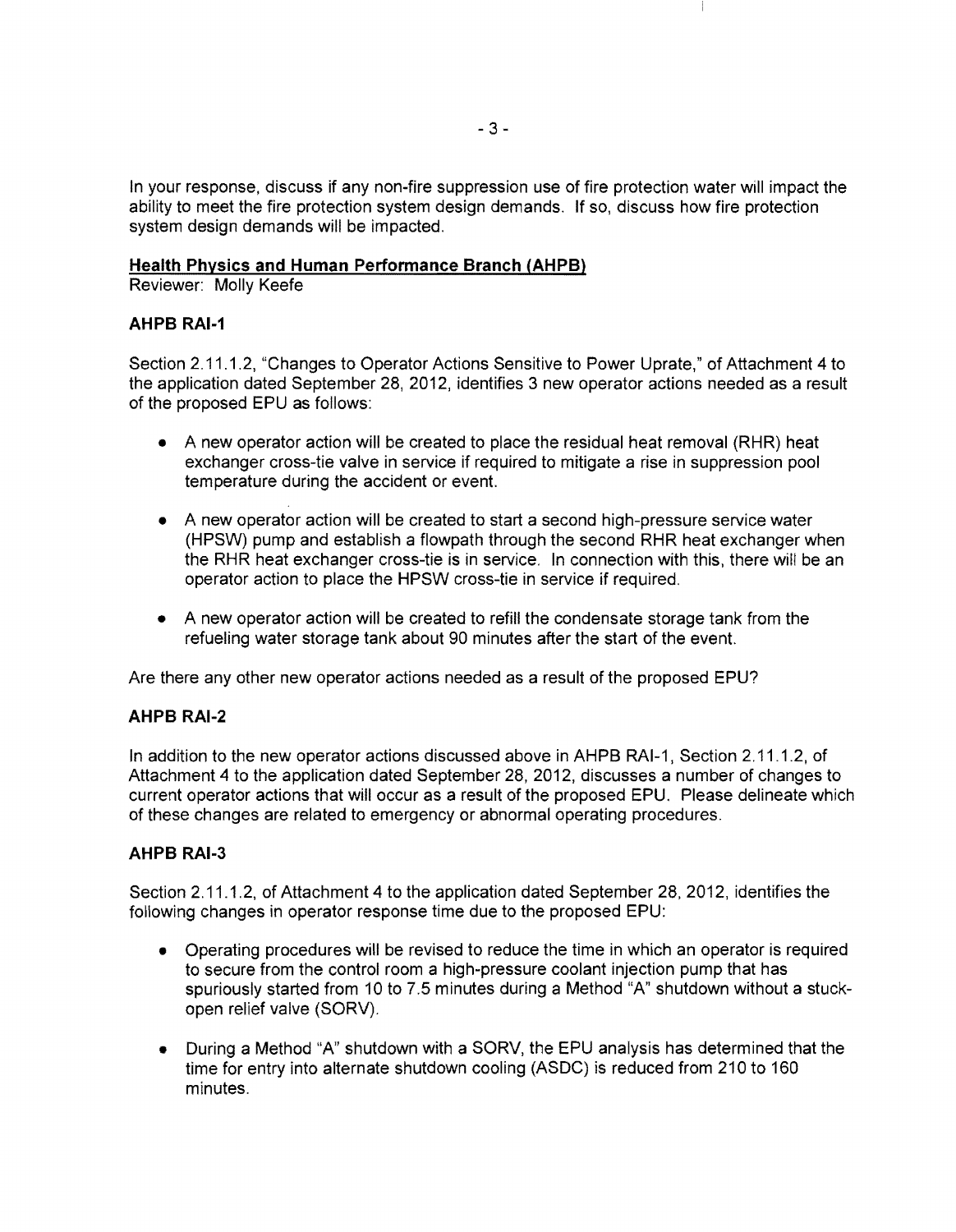In your response, discuss if any non-fire suppression use of fire protection water will impact the ability to meet the fire protection system design demands. If so, discuss how fire protection system design demands will be impacted.

**Health Physics and Human Performance Branch (AHPB)**

Reviewer: Molly Keefe

### AHPB RAI-1

Section 2.11.1.2, "Changes to Operator Actions Sensitive to Power Uprate," of Attachment 4 to the application dated September 28, 2012, identifies 3 new operator actions needed as a result of the proposed EPU as follows:

- A new operator action will be created to place the residual heat removal (RHR) heat exchanger cross-tie valve in service if required to mitigate a rise in suppression pool temperature during the accident or event.
- A new operator action will be created to start a second high-pressure service water (HPSW) pump and establish a flowpath through the second RHR heat exchanger when the RHR heat exchanger cross-tie is in service. In connection with this, there will be an operator action to place the HPSW cross-tie in service if required.
- A new operator action will be created to refill the condensate storage tank from the refueling water storage tank about 90 minutes after the start of the event.

Are there any other new operator actions needed as a result of the proposed EPU?

### AHPB RAI-2

In addition to the new operator actions discussed above in AHPB RAI-1, Section 2.11.1.2, of Attachment 4 to the application dated September 28, 2012, discusses a number of changes to current operator actions that will occur as a result of the proposed EPU. Please delineate which of these changes are related to emergency or abnormal operating procedures.

### AHPB RAI-3

Section 2.11.1.2, of Attachment 4 to the application dated September 28, 2012, identifies the following changes in operator response time due to the proposed EPU:

- Operating procedures will be revised to reduce the time in which an operator is required to secure from the control room a high-pressure coolant injection pump that has spuriously started from 10 to 7.5 minutes during a Method "A" shutdown without a stuck-open relief valve (SORV).
- During a Method "A" shutdown with a SORV, the EPU analysis has determined that the time for entry into alternate shutdown cooling (ASDC) is reduced from 210 to 160 minutes.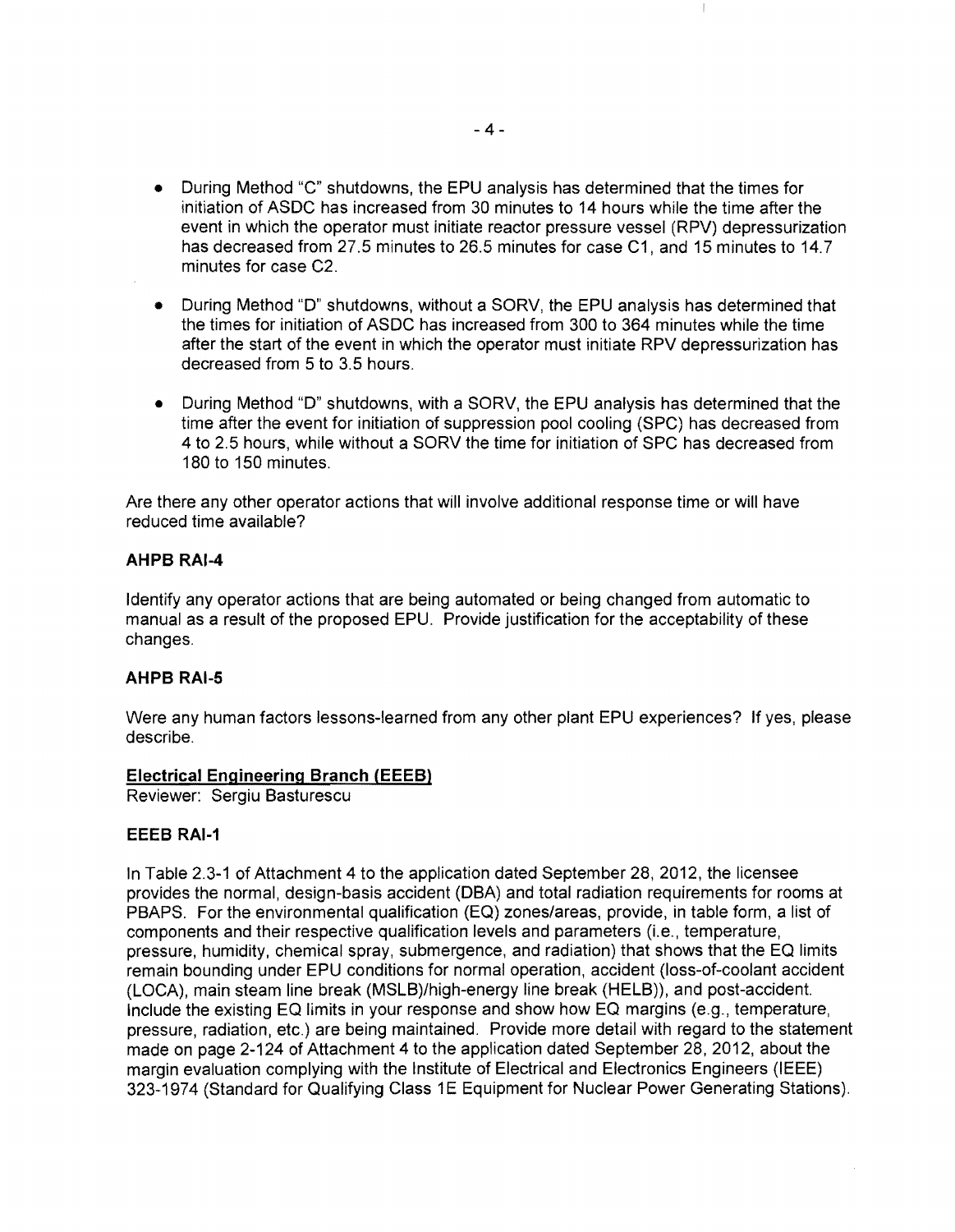- During Method "C" shutdowns, the EPU analysis has determined that the times for initiation of ASDC has increased from 30 minutes to 14 hours while the time after the event in which the operator must initiate reactor pressure vessel (RPV) depressurization has decreased from 27.5 minutes to 26.5 minutes for case C1, and 15 minutes to 14.7 minutes for case C2.

- During Method "D" shutdowns, without a SORV, the EPU analysis has determined that the times for initiation of ASDC has increased from 300 to 364 minutes while the time after the start of the event in which the operator must initiate RPV depressurization has decreased from 5 to 3.5 hours.

- During Method "D" shutdowns, with a SORV, the EPU analysis has determined that the time after the event for initiation of suppression pool cooling (SPC) has decreased from 4 to 2.5 hours, while without a SORV the time for initiation of SPC has decreased from 180 to 150 minutes.

Are there any other operator actions that will involve additional response time or will have reduced time available?

**AHPB RAI-4**

Identify any operator actions that are being automated or being changed from automatic to manual as a result of the proposed EPU. Provide justification for the acceptability of these changes.

**AHPB RAI-5**

Were any human factors lessons-learned from any other plant EPU experiences? If yes, please describe.

**Electrical Engineering Branch (EEEB)**

Reviewer: Sergiu Basturescu

**EEEB RAI-1**

In Table 2.3-1 of Attachment 4 to the application dated September 28, 2012, the licensee provides the normal, design-basis accident (DBA) and total radiation requirements for rooms at PBAPS. For the environmental qualification (EQ) zones/areas, provide, in table form, a list of components and their respective qualification levels and parameters (i.e., temperature, pressure, humidity, chemical spray, submergence, and radiation) that shows that the EQ limits remain bounding under EPU conditions for normal operation, accident (loss-of-coolant accident (LOCA), main steam line break (MSLB)/high-energy line break (HELB)), and post-accident. Include the existing EQ limits in your response and show how EQ margins (e.g., temperature, pressure, radiation, etc.) are being maintained. Provide more detail with regard to the statement made on page 2-124 of Attachment 4 to the application dated September 28, 2012, about the margin evaluation complying with the Institute of Electrical and Electronics Engineers (IEEE) 323-1974 (Standard for Qualifying Class 1E Equipment for Nuclear Power Generating Stations).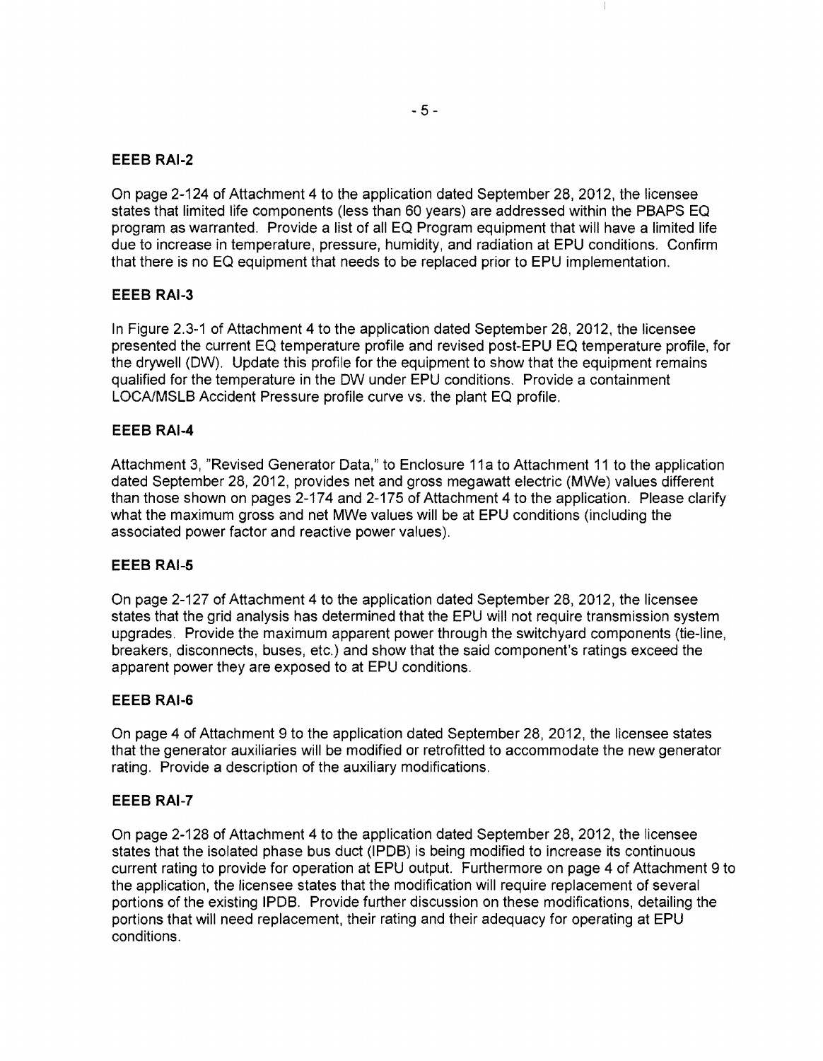**EEEB RAI-2**

On page 2-124 of Attachment 4 to the application dated September 28, 2012, the licensee states that limited life components (less than 60 years) are addressed within the PBAPS EQ program as warranted. Provide a list of all EQ Program equipment that will have a limited life due to increase in temperature, pressure, humidity, and radiation at EPU conditions. Confirm that there is no EQ equipment that needs to be replaced prior to EPU implementation.

**EEEB RAI-3**

In Figure 2.3-1 of Attachment 4 to the application dated September 28, 2012, the licensee presented the current EQ temperature profile and revised post-EPU EQ temperature profile, for the drywell (DW). Update this profile for the equipment to show that the equipment remains qualified for the temperature in the DW under EPU conditions. Provide a containment LOCA/MSLB Accident Pressure profile curve vs. the plant EQ profile.

**EEEB RAI-4**

Attachment 3, "Revised Generator Data," to Enclosure 11a to Attachment 11 to the application dated September 28, 2012, provides net and gross megawatt electric (MWe) values different than those shown on pages 2-174 and 2-175 of Attachment 4 to the application. Please clarify what the maximum gross and net MWe values will be at EPU conditions (including the associated power factor and reactive power values).

**EEEB RAI-5**

On page 2-127 of Attachment 4 to the application dated September 28, 2012, the licensee states that the grid analysis has determined that the EPU will not require transmission system upgrades. Provide the maximum apparent power through the switchyard components (tie-line, breakers, disconnects, buses, etc.) and show that the said component's ratings exceed the apparent power they are exposed to at EPU conditions.

**EEEB RAI-6**

On page 4 of Attachment 9 to the application dated September 28, 2012, the licensee states that the generator auxiliaries will be modified or retrofitted to accommodate the new generator rating. Provide a description of the auxiliary modifications.

**EEEB RAI-7**

On page 2-128 of Attachment 4 to the application dated September 28, 2012, the licensee states that the isolated phase bus duct (IPDB) is being modified to increase its continuous current rating to provide for operation at EPU output. Furthermore on page 4 of Attachment 9 to the application, the licensee states that the modification will require replacement of several portions of the existing IPDB. Provide further discussion on these modifications, detailing the portions that will need replacement, their rating and their adequacy for operating at EPU conditions.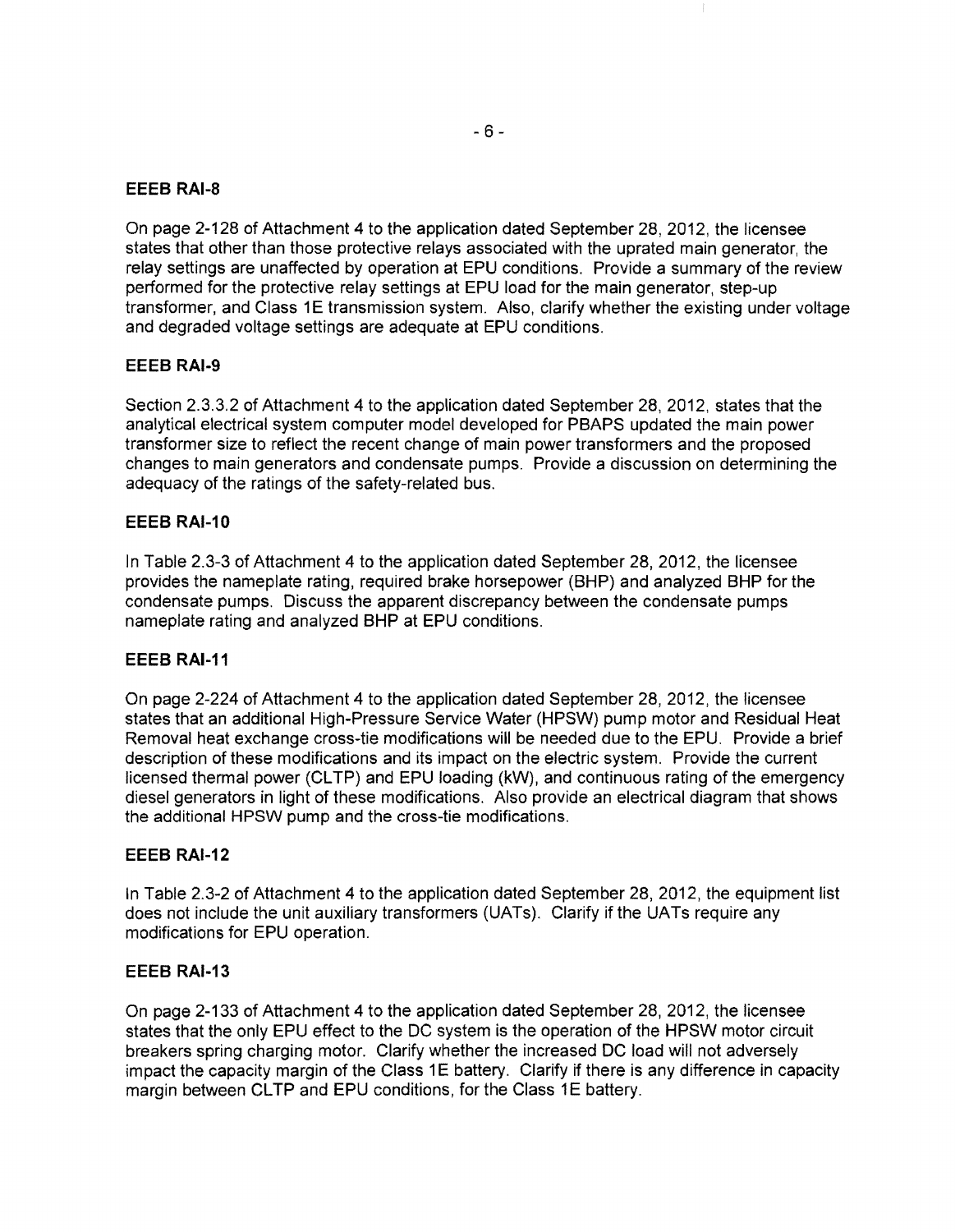## EEEB RAI-8

On page 2-128 of Attachment 4 to the application dated September 28, 2012, the licensee states that other than those protective relays associated with the uprated main generator, the relay settings are unaffected by operation at EPU conditions. Provide a summary of the review performed for the protective relay settings at EPU load for the main generator, step-up transformer, and Class 1E transmission system. Also, clarify whether the existing under voltage and degraded voltage settings are adequate at EPU conditions.

## EEEB RAI-9

Section 2.3.3.2 of Attachment 4 to the application dated September 28, 2012, states that the analytical electrical system computer model developed for PBAPS updated the main power transformer size to reflect the recent change of main power transformers and the proposed changes to main generators and condensate pumps. Provide a discussion on determining the adequacy of the ratings of the safety-related bus.

## EEEB RAI-10

In Table 2.3-3 of Attachment 4 to the application dated September 28, 2012, the licensee provides the nameplate rating, required brake horsepower (BHP) and analyzed BHP for the condensate pumps. Discuss the apparent discrepancy between the condensate pumps nameplate rating and analyzed BHP at EPU conditions.

## EEEB RAI-11

On page 2-224 of Attachment 4 to the application dated September 28, 2012, the licensee states that an additional High-Pressure Service Water (HPSW) pump motor and Residual Heat Removal heat exchange cross-tie modifications will be needed due to the EPU. Provide a brief description of these modifications and its impact on the electric system. Provide the current licensed thermal power (CLTP) and EPU loading (kW), and continuous rating of the emergency diesel generators in light of these modifications. Also provide an electrical diagram that shows the additional HPSW pump and the cross-tie modifications.

## EEEB RAI-12

In Table 2.3-2 of Attachment 4 to the application dated September 28, 2012, the equipment list does not include the unit auxiliary transformers (UATs). Clarify if the UATs require any modifications for EPU operation.

## EEEB RAI-13

On page 2-133 of Attachment 4 to the application dated September 28, 2012, the licensee states that the only EPU effect to the DC system is the operation of the HPSW motor circuit breakers spring charging motor. Clarify whether the increased DC load will not adversely impact the capacity margin of the Class 1E battery. Clarify if there is any difference in capacity margin between CLTP and EPU conditions, for the Class 1E battery.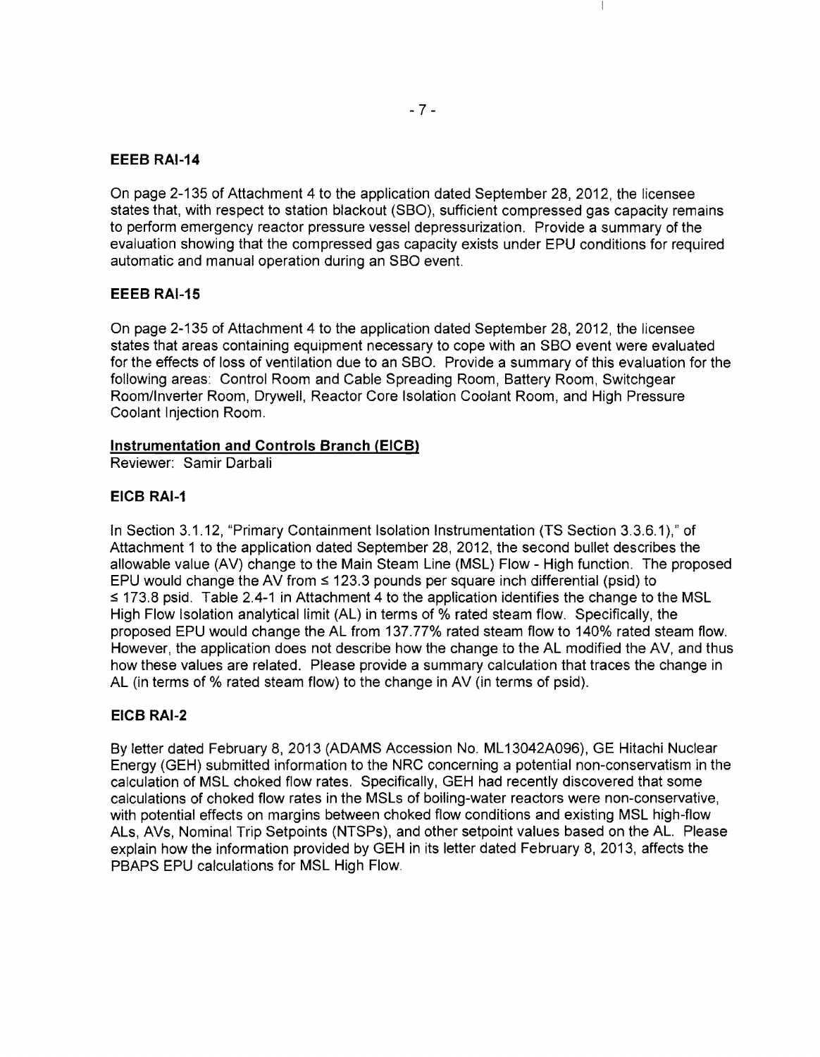### EEEB RAI-14

On page 2-135 of Attachment 4 to the application dated September 28, 2012, the licensee states that, with respect to station blackout (SBO), sufficient compressed gas capacity remains to perform emergency reactor pressure vessel depressurization. Provide a summary of the evaluation showing that the compressed gas capacity exists under EPU conditions for required automatic and manual operation during an SBO event.

### EEEB RAI-15

On page 2-135 of Attachment 4 to the application dated September 28, 2012, the licensee states that areas containing equipment necessary to cope with an SBO event were evaluated for the effects of loss of ventilation due to an SBO. Provide a summary of this evaluation for the following areas: Control Room and Cable Spreading Room, Battery Room, Switchgear Room/Inverter Room, Drywell, Reactor Core Isolation Coolant Room, and High Pressure Coolant Injection Room.

## Instrumentation and Controls Branch (EICB)

Reviewer: Samir Darbali

### EICB RAI-1

In Section 3.1.12, "Primary Containment Isolation Instrumentation (TS Section 3.3.6.1)," of Attachment 1 to the application dated September 28, 2012, the second bullet describes the allowable value (AV) change to the Main Steam Line (MSL) Flow - High function. The proposed EPU would change the AV from ≤ 123.3 pounds per square inch differential (psid) to ≤ 173.8 psid. Table 2.4-1 in Attachment 4 to the application identifies the change to the MSL High Flow Isolation analytical limit (AL) in terms of % rated steam flow. Specifically, the proposed EPU would change the AL from 137.77% rated steam flow to 140% rated steam flow. However, the application does not describe how the change to the AL modified the AV, and thus how these values are related. Please provide a summary calculation that traces the change in AL (in terms of % rated steam flow) to the change in AV (in terms of psid).

### EICB RAI-2

By letter dated February 8, 2013 (ADAMS Accession No. ML13042A096), GE Hitachi Nuclear Energy (GEH) submitted information to the NRC concerning a potential non-conservatism in the calculation of MSL choked flow rates. Specifically, GEH had recently discovered that some calculations of choked flow rates in the MSLs of boiling-water reactors were non-conservative, with potential effects on margins between choked flow conditions and existing MSL high-flow ALs, AVs, Nominal Trip Setpoints (NTSPs), and other setpoint values based on the AL. Please explain how the information provided by GEH in its letter dated February 8, 2013, affects the PBAPS EPU calculations for MSL High Flow.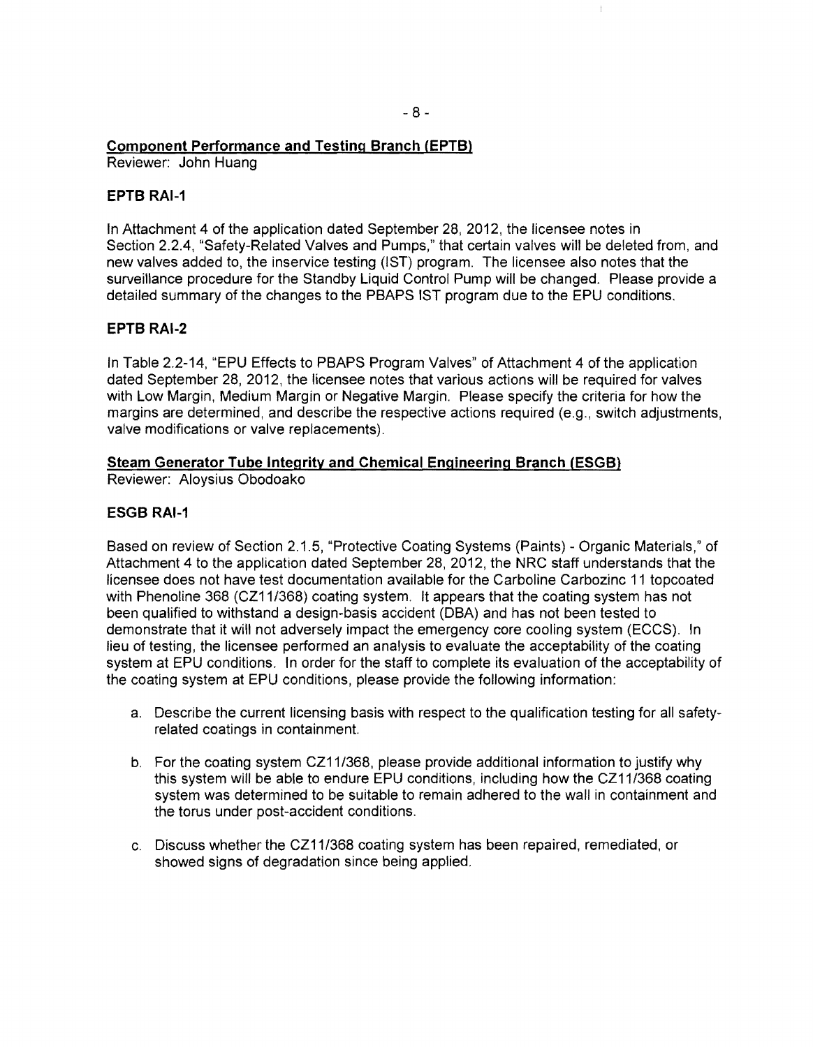**Component Performance and Testing Branch (EPTB)**
Reviewer: John Huang

**EPTB RAI-1**

In Attachment 4 of the application dated September 28, 2012, the licensee notes in Section 2.2.4, "Safety-Related Valves and Pumps," that certain valves will be deleted from, and new valves added to, the inservice testing (IST) program. The licensee also notes that the surveillance procedure for the Standby Liquid Control Pump will be changed. Please provide a detailed summary of the changes to the PBAPS IST program due to the EPU conditions.

**EPTB RAI-2**

In Table 2.2-14, "EPU Effects to PBAPS Program Valves" of Attachment 4 of the application dated September 28, 2012, the licensee notes that various actions will be required for valves with Low Margin, Medium Margin or Negative Margin. Please specify the criteria for how the margins are determined, and describe the respective actions required (e.g., switch adjustments, valve modifications or valve replacements).

**Steam Generator Tube Integrity and Chemical Engineering Branch (ESGB)**
Reviewer: Aloysius Obodoako

**ESGB RAI-1**

Based on review of Section 2.1.5, "Protective Coating Systems (Paints) - Organic Materials," of Attachment 4 to the application dated September 28, 2012, the NRC staff understands that the licensee does not have test documentation available for the Carboline Carbozinc 11 topcoated with Phenoline 368 (CZ11/368) coating system. It appears that the coating system has not been qualified to withstand a design-basis accident (DBA) and has not been tested to demonstrate that it will not adversely impact the emergency core cooling system (ECCS). In lieu of testing, the licensee performed an analysis to evaluate the acceptability of the coating system at EPU conditions. In order for the staff to complete its evaluation of the acceptability of the coating system at EPU conditions, please provide the following information:

a. Describe the current licensing basis with respect to the qualification testing for all safety-related coatings in containment.

b. For the coating system CZ11/368, please provide additional information to justify why this system will be able to endure EPU conditions, including how the CZ11/368 coating system was determined to be suitable to remain adhered to the wall in containment and the torus under post-accident conditions.

c. Discuss whether the CZ11/368 coating system has been repaired, remediated, or showed signs of degradation since being applied.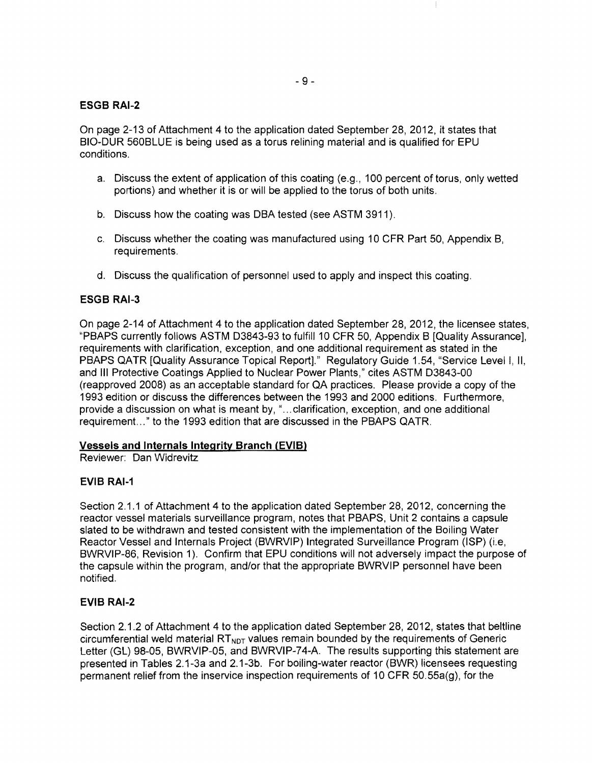### ESGB RAI-2

On page 2-13 of Attachment 4 to the application dated September 28, 2012, it states that BIO-DUR 560BLUE is being used as a torus relining material and is qualified for EPU conditions.

a. Discuss the extent of application of this coating (e.g., 100 percent of torus, only wetted portions) and whether it is or will be applied to the torus of both units.

b. Discuss how the coating was DBA tested (see ASTM 3911).

c. Discuss whether the coating was manufactured using 10 CFR Part 50, Appendix B, requirements.

d. Discuss the qualification of personnel used to apply and inspect this coating.

### ESGB RAI-3

On page 2-14 of Attachment 4 to the application dated September 28, 2012, the licensee states, "PBAPS currently follows ASTM D3843-93 to fulfill 10 CFR 50, Appendix B [Quality Assurance], requirements with clarification, exception, and one additional requirement as stated in the PBAPS QATR [Quality Assurance Topical Report]." Regulatory Guide 1.54, "Service Level I, II, and III Protective Coatings Applied to Nuclear Power Plants," cites ASTM D3843-00 (reapproved 2008) as an acceptable standard for QA practices. Please provide a copy of the 1993 edition or discuss the differences between the 1993 and 2000 editions. Furthermore, provide a discussion on what is meant by, "...clarification, exception, and one additional requirement..." to the 1993 edition that are discussed in the PBAPS QATR.

## Vessels and Internals Integrity Branch (EVIB)

Reviewer: Dan Widrevitz

### EVIB RAI-1

Section 2.1.1 of Attachment 4 to the application dated September 28, 2012, concerning the reactor vessel materials surveillance program, notes that PBAPS, Unit 2 contains a capsule slated to be withdrawn and tested consistent with the implementation of the Boiling Water Reactor Vessel and Internals Project (BWRVIP) Integrated Surveillance Program (ISP) (i.e, BWRVIP-86, Revision 1). Confirm that EPU conditions will not adversely impact the purpose of the capsule within the program, and/or that the appropriate BWRVIP personnel have been notified.

### EVIB RAI-2

Section 2.1.2 of Attachment 4 to the application dated September 28, 2012, states that beltline circumferential weld material $RT_{NDT}$ values remain bounded by the requirements of Generic Letter (GL) 98-05, BWRVIP-05, and BWRVIP-74-A. The results supporting this statement are presented in Tables 2.1-3a and 2.1-3b. For boiling-water reactor (BWR) licensees requesting permanent relief from the inservice inspection requirements of 10 CFR 50.55a(g), for the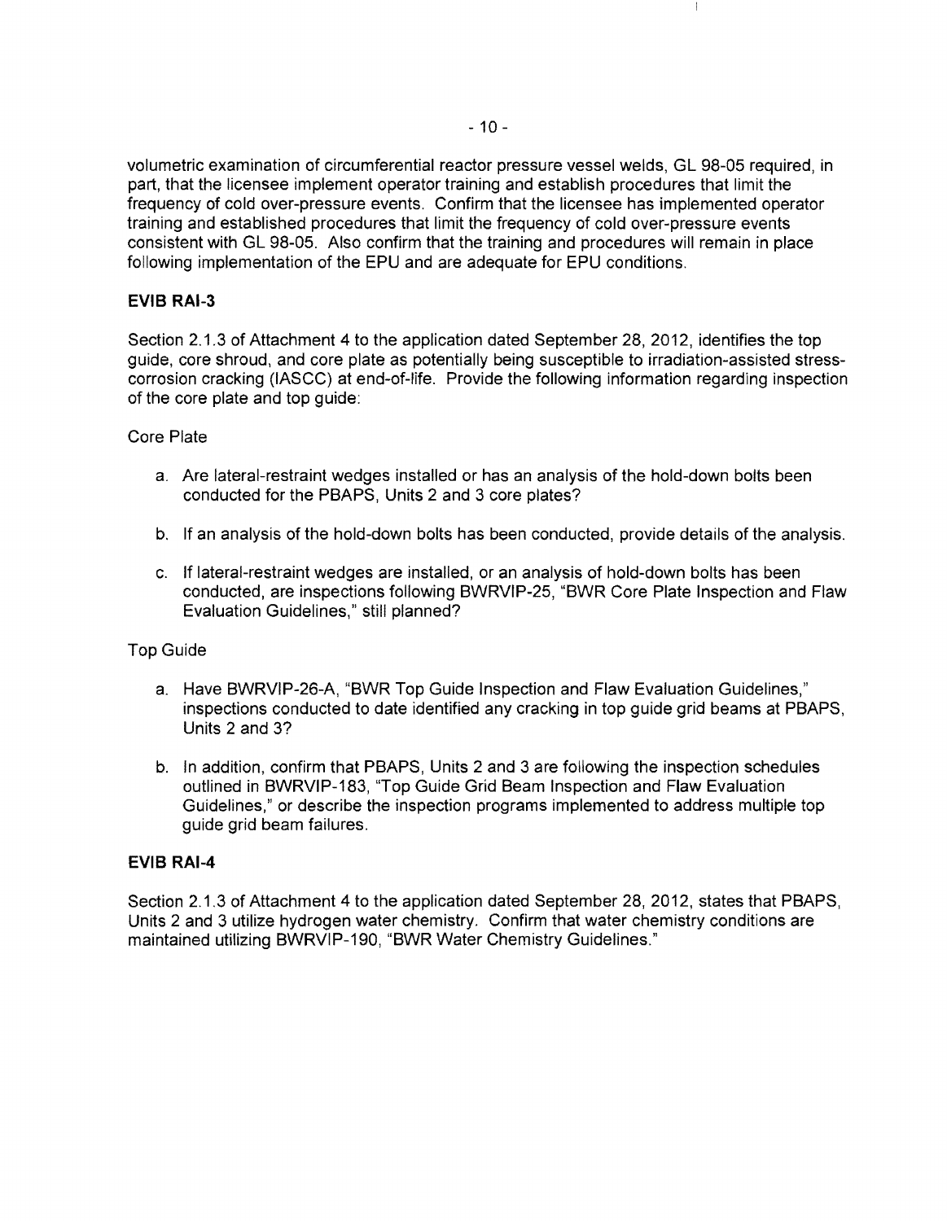volumetric examination of circumferential reactor pressure vessel welds, GL 98-05 required, in part, that the licensee implement operator training and establish procedures that limit the frequency of cold over-pressure events. Confirm that the licensee has implemented operator training and established procedures that limit the frequency of cold over-pressure events consistent with GL 98-05. Also confirm that the training and procedures will remain in place following implementation of the EPU and are adequate for EPU conditions.

**EVIB RAI-3**

Section 2.1.3 of Attachment 4 to the application dated September 28, 2012, identifies the top guide, core shroud, and core plate as potentially being susceptible to irradiation-assisted stress-corrosion cracking (IASCC) at end-of-life. Provide the following information regarding inspection of the core plate and top guide:

Core Plate

a. Are lateral-restraint wedges installed or has an analysis of the hold-down bolts been conducted for the PBAPS, Units 2 and 3 core plates?

b. If an analysis of the hold-down bolts has been conducted, provide details of the analysis.

c. If lateral-restraint wedges are installed, or an analysis of hold-down bolts has been conducted, are inspections following BWRVIP-25, "BWR Core Plate Inspection and Flaw Evaluation Guidelines," still planned?

Top Guide

a. Have BWRVIP-26-A, "BWR Top Guide Inspection and Flaw Evaluation Guidelines," inspections conducted to date identified any cracking in top guide grid beams at PBAPS, Units 2 and 3?

b. In addition, confirm that PBAPS, Units 2 and 3 are following the inspection schedules outlined in BWRVIP-183, "Top Guide Grid Beam Inspection and Flaw Evaluation Guidelines," or describe the inspection programs implemented to address multiple top guide grid beam failures.

**EVIB RAI-4**

Section 2.1.3 of Attachment 4 to the application dated September 28, 2012, states that PBAPS, Units 2 and 3 utilize hydrogen water chemistry. Confirm that water chemistry conditions are maintained utilizing BWRVIP-190, "BWR Water Chemistry Guidelines."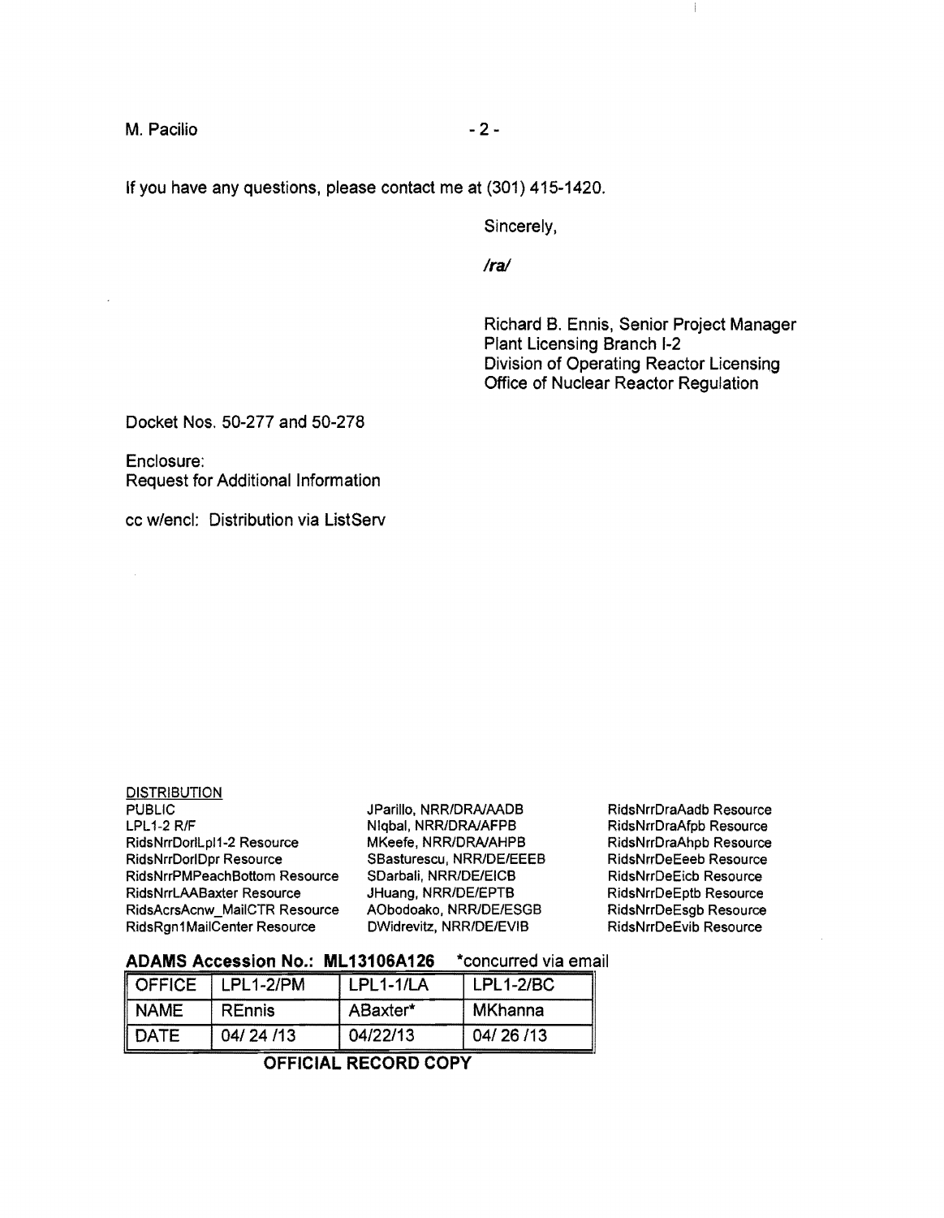M. Pacilio

If you have any questions, please contact me at (301) 415-1420.

Sincerely,

*/ra/*

Richard B. Ennis, Senior Project Manager
Plant Licensing Branch I-2
Division of Operating Reactor Licensing
Office of Nuclear Reactor Regulation

Docket Nos. 50-277 and 50-278

Enclosure:
Request for Additional Information

cc w/encl: Distribution via ListServ

DISTRIBUTION

PUBLIC
LPL1-2 R/F
RidsNrrDorlLpl1-2 Resource
RidsNrrDorlDpr Resource
RidsNrrPMPeachBottom Resource
RidsNrrLAABaxter Resource
RidsAcrsAcnw_MailCTR Resource
RidsRgn1MailCenter Resource
JParillo, NRR/DRA/AADB
NIqbal, NRR/DRA/AFPB
MKeefe, NRR/DRA/AHPB
SBasturescu, NRR/DE/EEEB
SDarbali, NRR/DE/EICB
JHuang, NRR/DE/EPTB
AObodoako, NRR/DE/ESGB
DWidrevitz, NRR/DE/EVIB
RidsNrrDraAadb Resource
RidsNrrDraAfpb Resource
RidsNrrDraAhpb Resource
RidsNrrDeEeeb Resource
RidsNrrDeEicb Resource
RidsNrrDeEptb Resource
RidsNrrDeEsgb Resource
RidsNrrDeEvib Resource

**ADAMS Accession No.: ML13106A126** \*concurred via email

| OFFICE | LPL1-2/PM | LPL1-1/LA | LPL1-2/BC |
|---|---|---|---|
| NAME | REnnis | ABaxter* | MKhanna |
| DATE | 04/24/13 | 04/22/13 | 04/26/13 |

**OFFICIAL RECORD COPY**